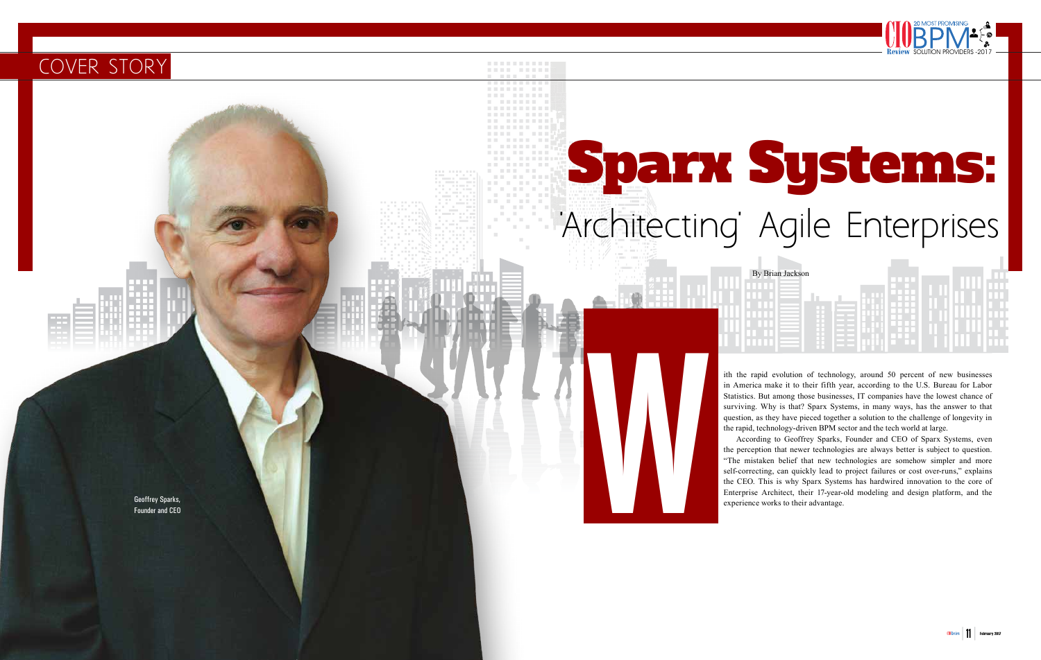COVER STORY

# Sparx Systems:

## 'Architecting' Agile Enterprises

By Brian Jackson

Geoffrey Sparks, Founder and CEO

With the rapid evolution of technology, around 50 percent of new businesses in America make it to their fifth year, according to the U.S. Bureau for Labor Statistics. But among those businesses, IT companies have the lowest chance of surviving. Why is that? Sparx Systems, in many ways, has the answer to that question, as they have pieced together a solution to the challenge of longevity in the rapid, technology-driven BPM sector and the tech world at large.

According to Geoffrey Sparks, Founder and CEO of Sparx Systems, even the perception that newer technologies are always better is subject to question. "The mistaken belief that new technologies are somehow simpler and more self-correcting, can quickly lead to project failures or cost over-runs," explains the CEO. This is why Sparx Systems has hardwired innovation to the core of Enterprise Architect, their 17-year-old modeling and design platform, and the experience works to their advantage.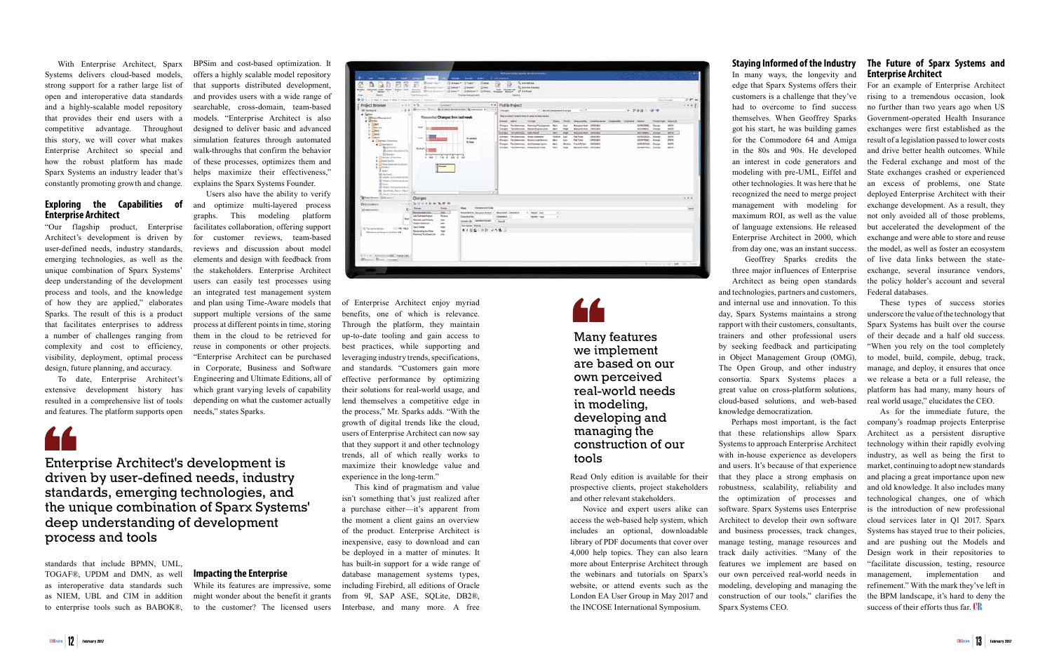With Enterprise Architect, Sparx Systems delivers cloud-based models, strong support for a rather large list of open and interoperative data standards and a highly-scalable model repository that provides their end users with a competitive advantage. Throughout this story, we will cover what makes Enterprise Architect so special and how the robust platform has made Sparx Systems an industry leader that's constantly promoting growth and change.

## Exploring the Capabilities of Enterprise Architect

"Our flagship product, Enterprise Architect's development is driven by user-defined needs, industry standards, emerging technologies, as well as the unique combination of Sparx Systems' deep understanding of the development process and tools, and the knowledge of how they are applied," elaborates Sparks. The result of this is a product that facilitates enterprises to address a number of challenges ranging from complexity and cost to efficiency, visibility, deployment, optimal process design, future planning, and accuracy.

To date, Enterprise Architect's extensive development history has resulted in a comprehensive list of tools and features. The platform supports open standards that include BPMN, UML, TOGAF®, UPDM and DMN, as well as interoperative data standards such as NIEM, UBL and CIM in addition to enterprise tools such as BABOK®, BPSim and cost-based optimization. It offers a highly scalable model repository that supports distributed development, and provides users with a wide range of searchable, cross-domain, team-based models. "Enterprise Architect is also designed to deliver basic and advanced simulation features through automated walk-throughs that confirm the behavior of these processes, optimizes them and helps maximize their effectiveness," explains the Sparx Systems Founder.

> Enterprise Architect's development is driven by user-defined needs, industry standards, emerging technologies, and the unique combination of Sparx Systems' deep understanding of development process and tools

Users also have the ability to verify and optimize multi-layered process graphs. This modeling platform facilitates collaboration, offering support for customer reviews, team-based reviews and discussion about model elements and design with feedback from the stakeholders. Enterprise Architect users can easily test processes using an integrated test management system and plan using Time-Aware models that support multiple versions of the same process at different points in time, storing them in the cloud to be retrieved for reuse in components or other projects. "Enterprise Architect can be purchased in Corporate, Business and Software Engineering and Ultimate Editions, all of which grant varying levels of capability depending on what the customer actually needs," states Sparks.

## Impacting the Enterprise

While its features are impressive, some might wonder about the benefit it grants to the customer? The licensed users of Enterprise Architect enjoy myriad benefits, one of which is relevance. Through the platform, they maintain up-to-date tooling and gain access to best practices, while supporting and leveraging industry trends, specifications, and standards. "Customers gain more effective performance by optimizing their solutions for real-world usage, and lend themselves a competitive edge in the process," Mr. Sparks adds. "With the growth of digital trends like the cloud, users of Enterprise Architect can now say that they support it and other technology trends, all of which really works to maximize their knowledge value and experience in the long-term."

This kind of pragmatism and value isn't something that's just realized after a purchase either—it's apparent from the moment a client gains an overview of the product. Enterprise Architect is inexpensive, easy to download and can be deployed in a matter of minutes. It has built-in support for a wide range of database management systems types, including Firebird, all editions of Oracle from 9I, SAP ASE, SQLite, DB2®, Interbase, and many more. A free Read Only edition is available for their prospective clients, project stakeholders and other relevant stakeholders.

> Many features we implement are based on our own perceived real-world needs in modeling, developing and managing the construction of our tools

Novice and expert users alike can access the web-based help system, which includes an optional, downloadable library of PDF documents that cover over 4,000 help topics. They can also learn more about Enterprise Architect through the webinars and tutorials on Sparx's website, or attend events such as the London EA User Group in May 2017 and the INCOSE International Symposium.

## Staying Informed of the Industry

In many ways, the longevity and edge that Sparx Systems offers their customers is a challenge that they've had to overcome to find success themselves. When Geoffrey Sparks got his start, he was building games for the Commodore 64 and Amiga in the 80s and 90s. He developed an interest in code generators and modeling with pre-UML, Eiffel and other technologies. It was here that he recognized the need to merge project management with modeling for maximum ROI, as well as the value of language extensions. He released Enterprise Architect in 2000, which from day one, was an instant success.

Geoffrey Sparks credits the three major influences of Enterprise Architect as being open standards and technologies, partners and customers, and internal use and innovation. To this day, Sparx Systems maintains a strong rapport with their customers, consultants, trainers and other professional users by seeking feedback and participating in Object Management Group (OMG), The Open Group, and other industry consortia. Sparx Systems places a great value on cross-platform solutions, cloud-based solutions, and web-based knowledge democratization.

Perhaps most important, is the fact that these relationships allow Sparx Systems to approach Enterprise Architect with in-house experience as developers and users. It's because of that experience that they place a strong emphasis on robustness, scalability, reliability and the optimization of processes and software. Sparx Systems uses Enterprise Architect to develop their own software and business processes, track changes, manage testing, manage resources and track daily activities. "Many of the features we implement are based on our own perceived real-world needs in modeling, developing and managing the construction of our tools," clarifies the Sparx Systems CEO.

## The Future of Sparx Systems and Enterprise Architect

For an example of Enterprise Architect rising to a tremendous occasion, look no further than two years ago when US Government-operated Health Insurance exchanges were first established as the result of a legislation passed to lower costs and drive better health outcomes. While the Federal exchange and most of the State exchanges crashed or experienced an excess of problems, one State deployed Enterprise Architect with their exchange development. As a result, they not only avoided all of those problems, but accelerated the development of the exchange and were able to store and reuse the model, as well as foster an ecosystem of live data links between the state-exchange, several insurance vendors, the policy holder's account and several Federal databases.

These types of success stories underscore the value of the technology that Sparx Systems has built over the course of their decade and a half old success. "When you rely on the tool completely to model, build, compile, debug, track, manage, and deploy, it ensures that once we release a beta or a full release, the platform has had many, many hours of real world usage," elucidates the CEO.

As for the immediate future, the company's roadmap projects Enterprise Architect as a persistent disruptive technology within their rapidly evolving industry, as well as being the first to market, continuing to adopt new standards and placing a great importance upon new and old knowledge. It also includes many technological changes, one of which is the introduction of new professional cloud services later in Q1 2017. Sparx Systems has stayed true to their policies, and are pushing out the Models and Design work in their repositories to "facilitate discussion, testing, resource management, implementation and refinement." With the mark they've left in the BPM landscape, it's hard to deny the success of their efforts thus far.